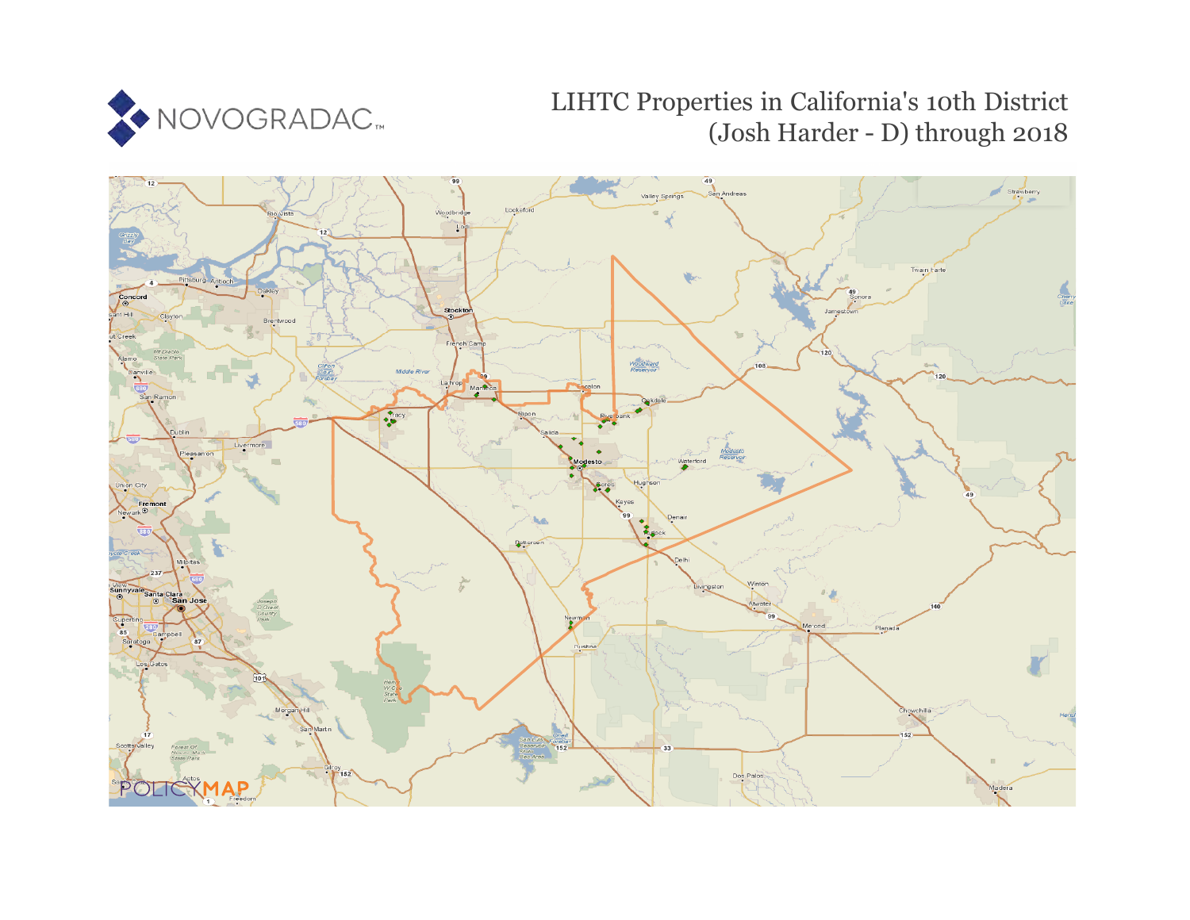NOVOGRADAC

# LIHTC Properties in California's 10th District (Josh Harder - D) through 2018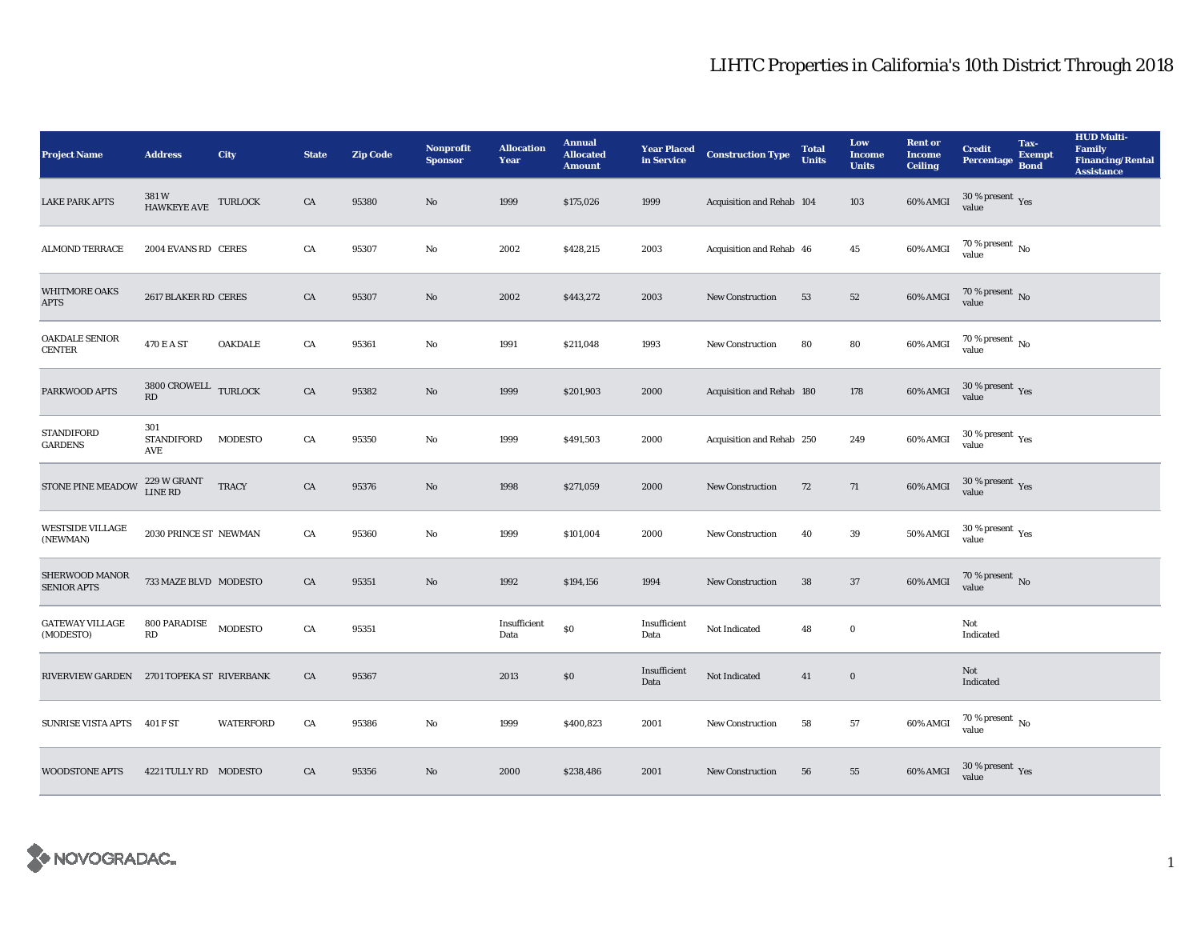# LIHTC Properties in California's 10th District Through 2018

| Project Name | Address | City | State | Zip Code | Nonprofit Sponsor | Allocation Year | Annual Allocated Amount | Year Placed in Service | Construction Type | Total Units | Low Income Units | Rent or Income Ceiling | Credit Percentage | Tax-Exempt Bond | HUD Multi-Family Financing/Rental Assistance |
|---|---|---|---|---|---|---|---|---|---|---|---|---|---|---|---|
| LAKE PARK APTS | 381 W HAWKEYE AVE | TURLOCK | CA | 95380 | No | 1999 | $175,026 | 1999 | Acquisition and Rehab | 104 | 103 | 60% AMGI | 30 % present value | Yes | |
| ALMOND TERRACE | 2004 EVANS RD | CERES | CA | 95307 | No | 2002 | $428,215 | 2003 | Acquisition and Rehab | 46 | 45 | 60% AMGI | 70 % present value | No | |
| WHITMORE OAKS APTS | 2617 BLAKER RD | CERES | CA | 95307 | No | 2002 | $443,272 | 2003 | New Construction | 53 | 52 | 60% AMGI | 70 % present value | No | |
| OAKDALE SENIOR CENTER | 470 E A ST | OAKDALE | CA | 95361 | No | 1991 | $211,048 | 1993 | New Construction | 80 | 80 | 60% AMGI | 70 % present value | No | |
| PARKWOOD APTS | 3800 CROWELL RD | TURLOCK | CA | 95382 | No | 1999 | $201,903 | 2000 | Acquisition and Rehab | 180 | 178 | 60% AMGI | 30 % present value | Yes | |
| STANDIFORD GARDENS | 301 STANDIFORD AVE | MODESTO | CA | 95350 | No | 1999 | $491,503 | 2000 | Acquisition and Rehab | 250 | 249 | 60% AMGI | 30 % present value | Yes | |
| STONE PINE MEADOW | 229 W GRANT LINE RD | TRACY | CA | 95376 | No | 1998 | $271,059 | 2000 | New Construction | 72 | 71 | 60% AMGI | 30 % present value | Yes | |
| WESTSIDE VILLAGE (NEWMAN) | 2030 PRINCE ST | NEWMAN | CA | 95360 | No | 1999 | $101,004 | 2000 | New Construction | 40 | 39 | 50% AMGI | 30 % present value | Yes | |
| SHERWOOD MANOR SENIOR APTS | 733 MAZE BLVD | MODESTO | CA | 95351 | No | 1992 | $194,156 | 1994 | New Construction | 38 | 37 | 60% AMGI | 70 % present value | No | |
| GATEWAY VILLAGE (MODESTO) | 800 PARADISE RD | MODESTO | CA | 95351 | | Insufficient Data | $0 | Insufficient Data | Not Indicated | 48 | 0 | | Not Indicated | | |
| RIVERVIEW GARDEN | 2701 TOPEKA ST | RIVERBANK | CA | 95367 | | 2013 | $0 | Insufficient Data | Not Indicated | 41 | 0 | | Not Indicated | | |
| SUNRISE VISTA APTS | 401 F ST | WATERFORD | CA | 95386 | No | 1999 | $400,823 | 2001 | New Construction | 58 | 57 | 60% AMGI | 70 % present value | No | |
| WOODSTONE APTS | 4221 TULLY RD | MODESTO | CA | 95356 | No | 2000 | $238,486 | 2001 | New Construction | 56 | 55 | 60% AMGI | 30 % present value | Yes | |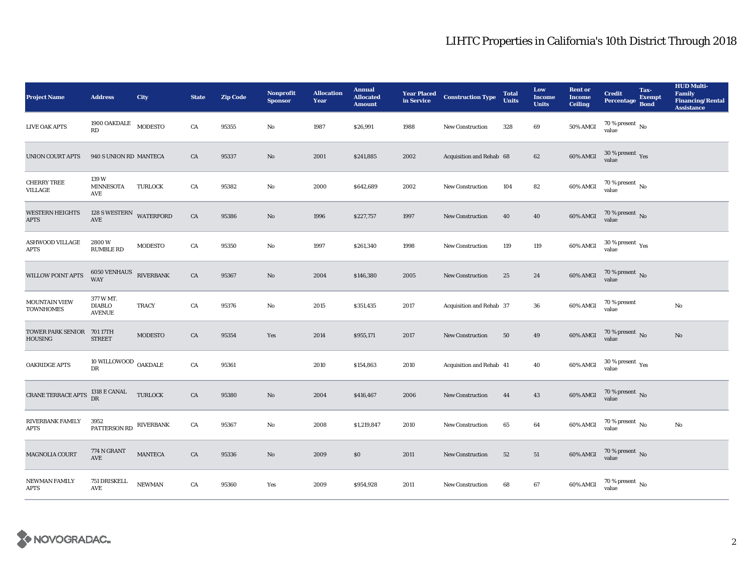# LIHTC Properties in California's 10th District Through 2018

| Project Name | Address | City | State | Zip Code | Nonprofit Sponsor | Allocation Year | Annual Allocated Amount | Year Placed in Service | Construction Type | Total Units | Low Income Units | Rent or Income Ceiling | Credit Percentage | Tax-Exempt Bond | HUD Multi-Family Financing/Rental Assistance |
|---|---|---|---|---|---|---|---|---|---|---|---|---|---|---|---|
| LIVE OAK APTS | 1900 OAKDALE RD | MODESTO | CA | 95355 | No | 1987 | $26,991 | 1988 | New Construction | 328 | 69 | 50% AMGI | 70 % present value | No | |
| UNION COURT APTS | 940 S UNION RD | MANTECA | CA | 95337 | No | 2001 | $241,885 | 2002 | Acquisition and Rehab | 68 | 62 | 60% AMGI | 30 % present value | Yes | |
| CHERRY TREE VILLAGE | 139 W MINNESOTA AVE | TURLOCK | CA | 95382 | No | 2000 | $642,689 | 2002 | New Construction | 104 | 82 | 60% AMGI | 70 % present value | No | |
| WESTERN HEIGHTS APTS | 128 S WESTERN AVE | WATERFORD | CA | 95386 | No | 1996 | $227,757 | 1997 | New Construction | 40 | 40 | 60% AMGI | 70 % present value | No | |
| ASHWOOD VILLAGE APTS | 2800 W RUMBLE RD | MODESTO | CA | 95350 | No | 1997 | $261,340 | 1998 | New Construction | 119 | 119 | 60% AMGI | 30 % present value | Yes | |
| WILLOW POINT APTS | 6050 VENHAUS WAY | RIVERBANK | CA | 95367 | No | 2004 | $146,380 | 2005 | New Construction | 25 | 24 | 60% AMGI | 70 % present value | No | |
| MOUNTAIN VIEW TOWNHOMES | 377 W MT. DIABLO AVENUE | TRACY | CA | 95376 | No | 2015 | $351,435 | 2017 | Acquisition and Rehab | 37 | 36 | 60% AMGI | 70 % present value | | No |
| TOWER PARK SENIOR HOUSING | 701 17TH STREET | MODESTO | CA | 95354 | Yes | 2014 | $955,171 | 2017 | New Construction | 50 | 49 | 60% AMGI | 70 % present value | No | No |
| OAKRIDGE APTS | 10 WILLOWOOD DR | OAKDALE | CA | 95361 | | 2010 | $154,863 | 2010 | Acquisition and Rehab | 41 | 40 | 60% AMGI | 30 % present value | Yes | |
| CRANE TERRACE APTS | 1318 E CANAL DR | TURLOCK | CA | 95380 | No | 2004 | $416,467 | 2006 | New Construction | 44 | 43 | 60% AMGI | 70 % present value | No | |
| RIVERBANK FAMILY APTS | 3952 PATTERSON RD | RIVERBANK | CA | 95367 | No | 2008 | $1,219,847 | 2010 | New Construction | 65 | 64 | 60% AMGI | 70 % present value | No | No |
| MAGNOLIA COURT | 774 N GRANT AVE | MANTECA | CA | 95336 | No | 2009 | $0 | 2011 | New Construction | 52 | 51 | 60% AMGI | 70 % present value | No | |
| NEWMAN FAMILY APTS | 751 DRISKELL AVE | NEWMAN | CA | 95360 | Yes | 2009 | $954,928 | 2011 | New Construction | 68 | 67 | 60% AMGI | 70 % present value | No | |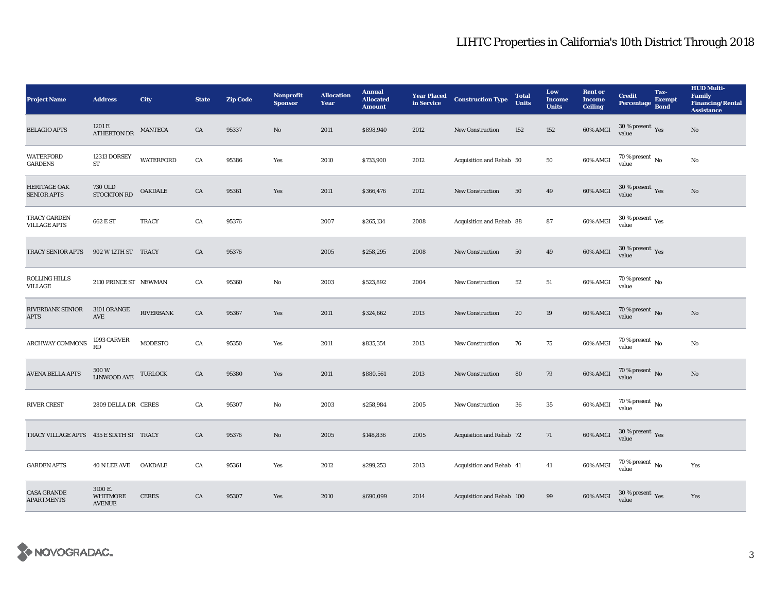# LIHTC Properties in California's 10th District Through 2018

| Project Name | Address | City | State | Zip Code | Nonprofit Sponsor | Allocation Year | Annual Allocated Amount | Year Placed in Service | Construction Type | Total Units | Low Income Units | Rent or Income Ceiling | Credit Percentage | Tax-Exempt Bond | HUD Multi-Family Financing/Rental Assistance |
|---|---|---|---|---|---|---|---|---|---|---|---|---|---|---|---|
| BELAGIO APTS | 1201 E ATHERTON DR | MANTECA | CA | 95337 | No | 2011 | $898,940 | 2012 | New Construction | 152 | 152 | 60% AMGI | 30 % present value | Yes | No |
| WATERFORD GARDENS | 12313 DORSEY ST | WATERFORD | CA | 95386 | Yes | 2010 | $733,900 | 2012 | Acquisition and Rehab | 50 | 50 | 60% AMGI | 70 % present value | No | No |
| HERITAGE OAK SENIOR APTS | 730 OLD STOCKTON RD | OAKDALE | CA | 95361 | Yes | 2011 | $366,476 | 2012 | New Construction | 50 | 49 | 60% AMGI | 30 % present value | Yes | No |
| TRACY GARDEN VILLAGE APTS | 662 E ST | TRACY | CA | 95376 | | 2007 | $265,134 | 2008 | Acquisition and Rehab | 88 | 87 | 60% AMGI | 30 % present value | Yes | |
| TRACY SENIOR APTS | 902 W 12TH ST | TRACY | CA | 95376 | | 2005 | $258,295 | 2008 | New Construction | 50 | 49 | 60% AMGI | 30 % present value | Yes | |
| ROLLING HILLS VILLAGE | 2110 PRINCE ST | NEWMAN | CA | 95360 | No | 2003 | $523,892 | 2004 | New Construction | 52 | 51 | 60% AMGI | 70 % present value | No | |
| RIVERBANK SENIOR APTS | 3101 ORANGE AVE | RIVERBANK | CA | 95367 | Yes | 2011 | $324,662 | 2013 | New Construction | 20 | 19 | 60% AMGI | 70 % present value | No | No |
| ARCHWAY COMMONS | 1093 CARVER RD | MODESTO | CA | 95350 | Yes | 2011 | $835,354 | 2013 | New Construction | 76 | 75 | 60% AMGI | 70 % present value | No | No |
| AVENA BELLA APTS | 500 W LINWOOD AVE | TURLOCK | CA | 95380 | Yes | 2011 | $880,561 | 2013 | New Construction | 80 | 79 | 60% AMGI | 70 % present value | No | No |
| RIVER CREST | 2809 DELLA DR | CERES | CA | 95307 | No | 2003 | $258,984 | 2005 | New Construction | 36 | 35 | 60% AMGI | 70 % present value | No | |
| TRACY VILLAGE APTS | 435 E SIXTH ST | TRACY | CA | 95376 | No | 2005 | $148,836 | 2005 | Acquisition and Rehab | 72 | 71 | 60% AMGI | 30 % present value | Yes | |
| GARDEN APTS | 40 N LEE AVE | OAKDALE | CA | 95361 | Yes | 2012 | $299,253 | 2013 | Acquisition and Rehab | 41 | 41 | 60% AMGI | 70 % present value | No | Yes |
| CASA GRANDE APARTMENTS | 3100 E. WHITMORE AVENUE | CERES | CA | 95307 | Yes | 2010 | $690,099 | 2014 | Acquisition and Rehab | 100 | 99 | 60% AMGI | 30 % present value | Yes | Yes |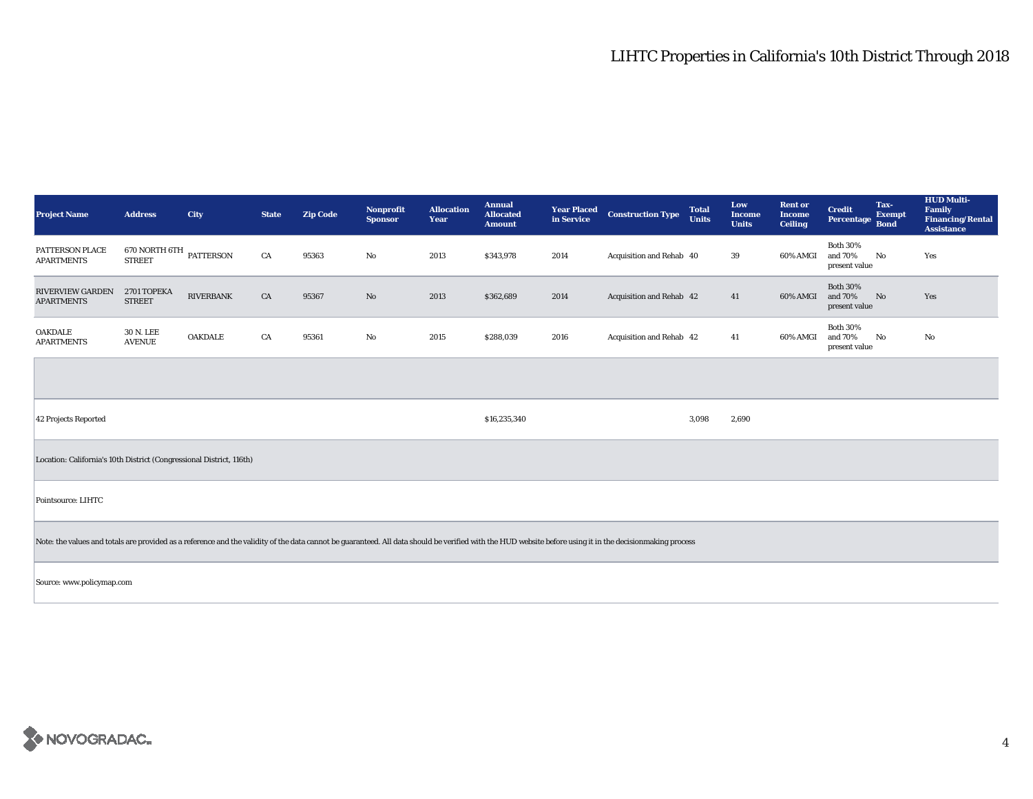# LIHTC Properties in California's 10th District Through 2018

| Project Name | Address | City | State | Zip Code | Nonprofit Sponsor | Allocation Year | Annual Allocated Amount | Year Placed in Service | Construction Type | Total Units | Low Income Units | Rent or Income Ceiling | Credit Percentage | Tax-Exempt Bond | HUD Multi-Family Financing/Rental Assistance |
|---|---|---|---|---|---|---|---|---|---|---|---|---|---|---|---|
| PATTERSON PLACE APARTMENTS | 670 NORTH 6TH STREET | PATTERSON | CA | 95363 | No | 2013 | $343,978 | 2014 | Acquisition and Rehab | 40 | 39 | 60% AMGI | Both 30% and 70% present value | No | Yes |
| RIVERVIEW GARDEN APARTMENTS | 2701 TOPEKA STREET | RIVERBANK | CA | 95367 | No | 2013 | $362,689 | 2014 | Acquisition and Rehab | 42 | 41 | 60% AMGI | Both 30% and 70% present value | No | Yes |
| OAKDALE APARTMENTS | 30 N. LEE AVENUE | OAKDALE | CA | 95361 | No | 2015 | $288,039 | 2016 | Acquisition and Rehab | 42 | 41 | 60% AMGI | Both 30% and 70% present value | No | No |
| | | | | | | | | | | | | | | | |
| 42 Projects Reported | | | | | | | $16,235,340 | | | 3,098 | 2,690 | | | | |

Location: California's 10th District (Congressional District, 116th)

Pointsource: LIHTC

Note: the values and totals are provided as a reference and the validity of the data cannot be guaranteed. All data should be verified with the HUD website before using it in the decisionmaking process

Source: www.policymap.com